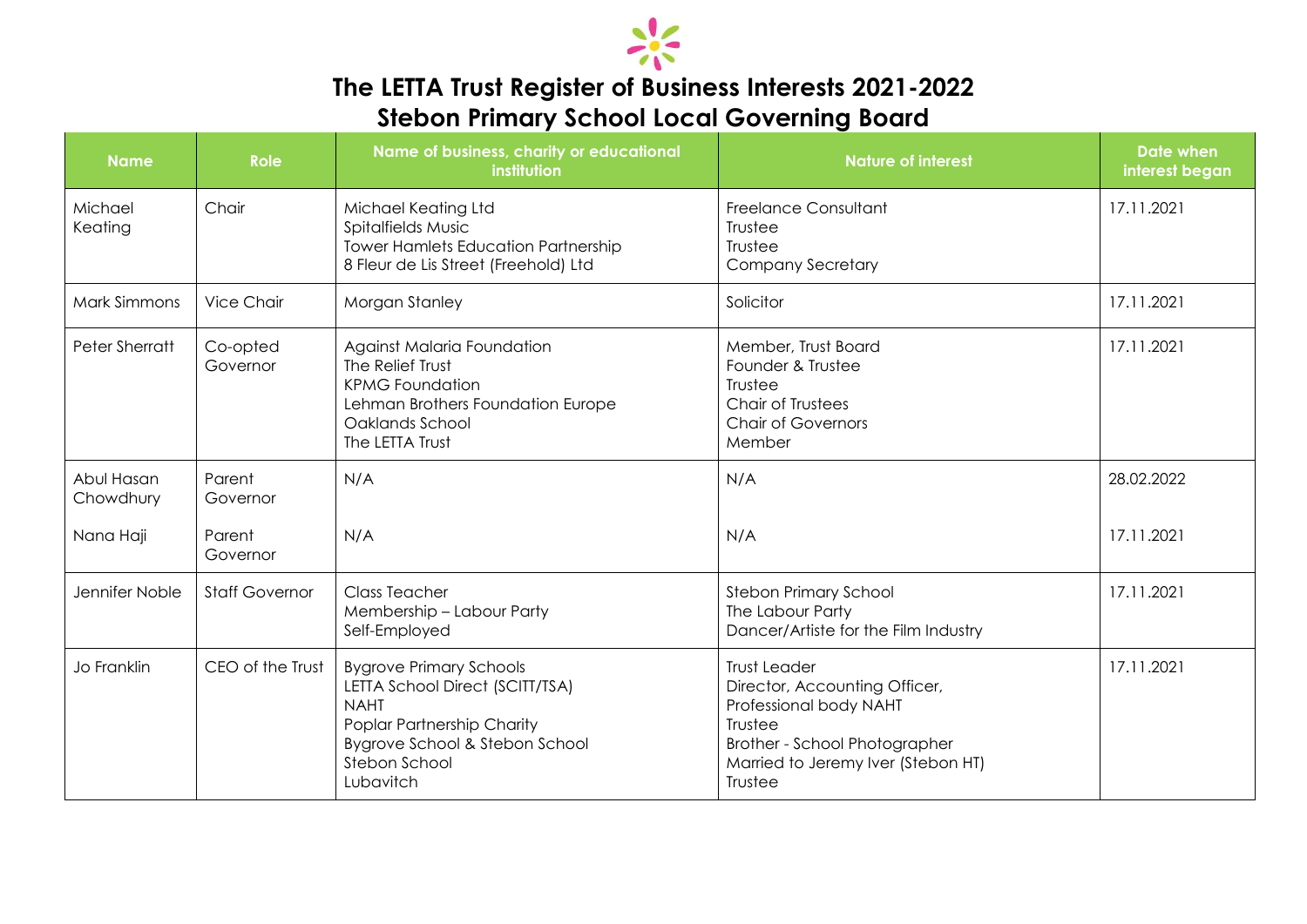# The LETTA Trust Register of Business Interests 2021-2022
## Stebon Primary School Local Governing Board

| Name | Role | Name of business, charity or educational institution | Nature of interest | Date when interest began |
|---|---|---|---|---|
| Michael Keating | Chair | Michael Keating Ltd<br>Spitalfields Music<br>Tower Hamlets Education Partnership<br>8 Fleur de Lis Street (Freehold) Ltd | Freelance Consultant<br>Trustee<br>Trustee<br>Company Secretary | 17.11.2021 |
| Mark Simmons | Vice Chair | Morgan Stanley | Solicitor | 17.11.2021 |
| Peter Sherratt | Co-opted Governor | Against Malaria Foundation<br>The Relief Trust<br>KPMG Foundation<br>Lehman Brothers Foundation Europe<br>Oaklands School<br>The LETTA Trust | Member, Trust Board<br>Founder & Trustee<br>Trustee<br>Chair of Trustees<br>Chair of Governors<br>Member | 17.11.2021 |
| Abul Hasan Chowdhury | Parent Governor | N/A | N/A | 28.02.2022 |
| Nana Haji | Parent Governor | N/A | N/A | 17.11.2021 |
| Jennifer Noble | Staff Governor | Class Teacher<br>Membership – Labour Party<br>Self-Employed | Stebon Primary School<br>The Labour Party<br>Dancer/Artiste for the Film Industry | 17.11.2021 |
| Jo Franklin | CEO of the Trust | Bygrove Primary Schools<br>LETTA School Direct (SCITT/TSA)<br>NAHT<br>Poplar Partnership Charity<br>Bygrove School & Stebon School<br>Stebon School<br>Lubavitch | Trust Leader<br>Director, Accounting Officer,<br>Professional body NAHT<br>Trustee<br>Brother - School Photographer<br>Married to Jeremy Iver (Stebon HT)<br>Trustee | 17.11.2021 |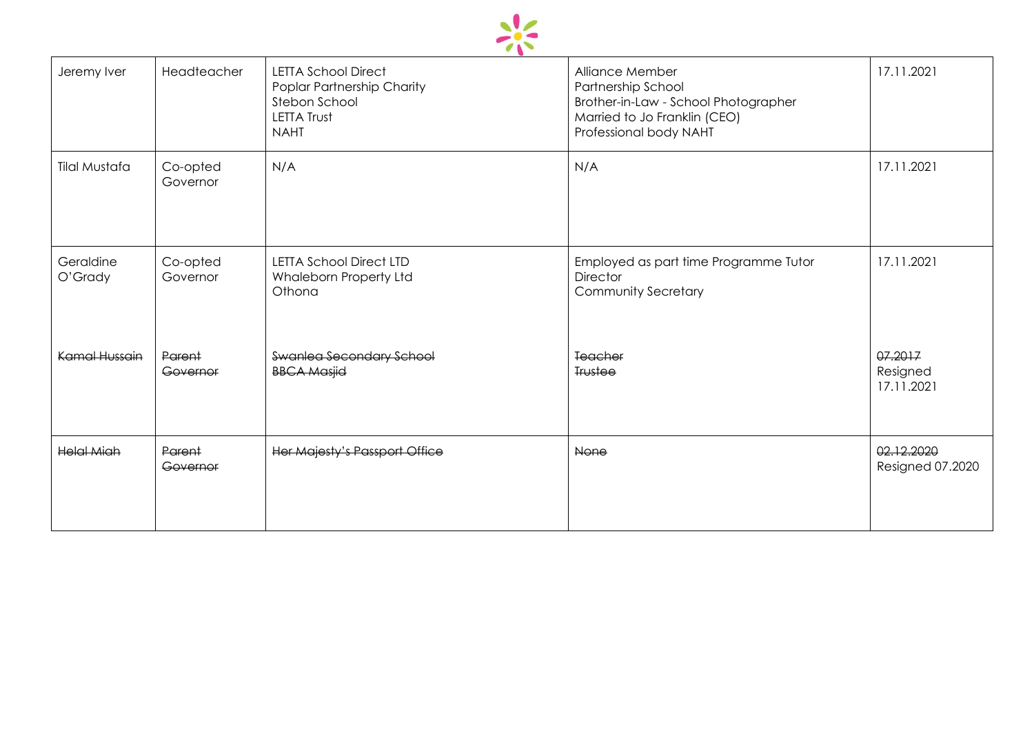| Jeremy Iver | Headteacher | LETTA School Direct<br>Poplar Partnership Charity<br>Stebon School<br>LETTA Trust<br>NAHT | Alliance Member<br>Partnership School<br>Brother-in-Law - School Photographer<br>Married to Jo Franklin (CEO)<br>Professional body NAHT | 17.11.2021 |
|---|---|---|---|---|
| Tilal Mustafa | Co-opted Governor | N/A | N/A | 17.11.2021 |
| Geraldine O'Grady | Co-opted Governor | LETTA School Direct LTD<br>Whaleborn Property Ltd<br>Othona | Employed as part time Programme Tutor<br>Director<br>Community Secretary | 17.11.2021 |
| ~~Kamal Hussain~~ | ~~Parent Governor~~ | ~~Swanlea Secondary School~~<br>~~BBCA Masjid~~ | ~~Teacher~~<br>~~Trustee~~ | ~~07.2017~~<br>Resigned 17.11.2021 |
| ~~Helal Miah~~ | ~~Parent Governor~~ | ~~Her Majesty's Passport Office~~ | ~~None~~ | ~~02.12.2020~~<br>Resigned 07.2020 |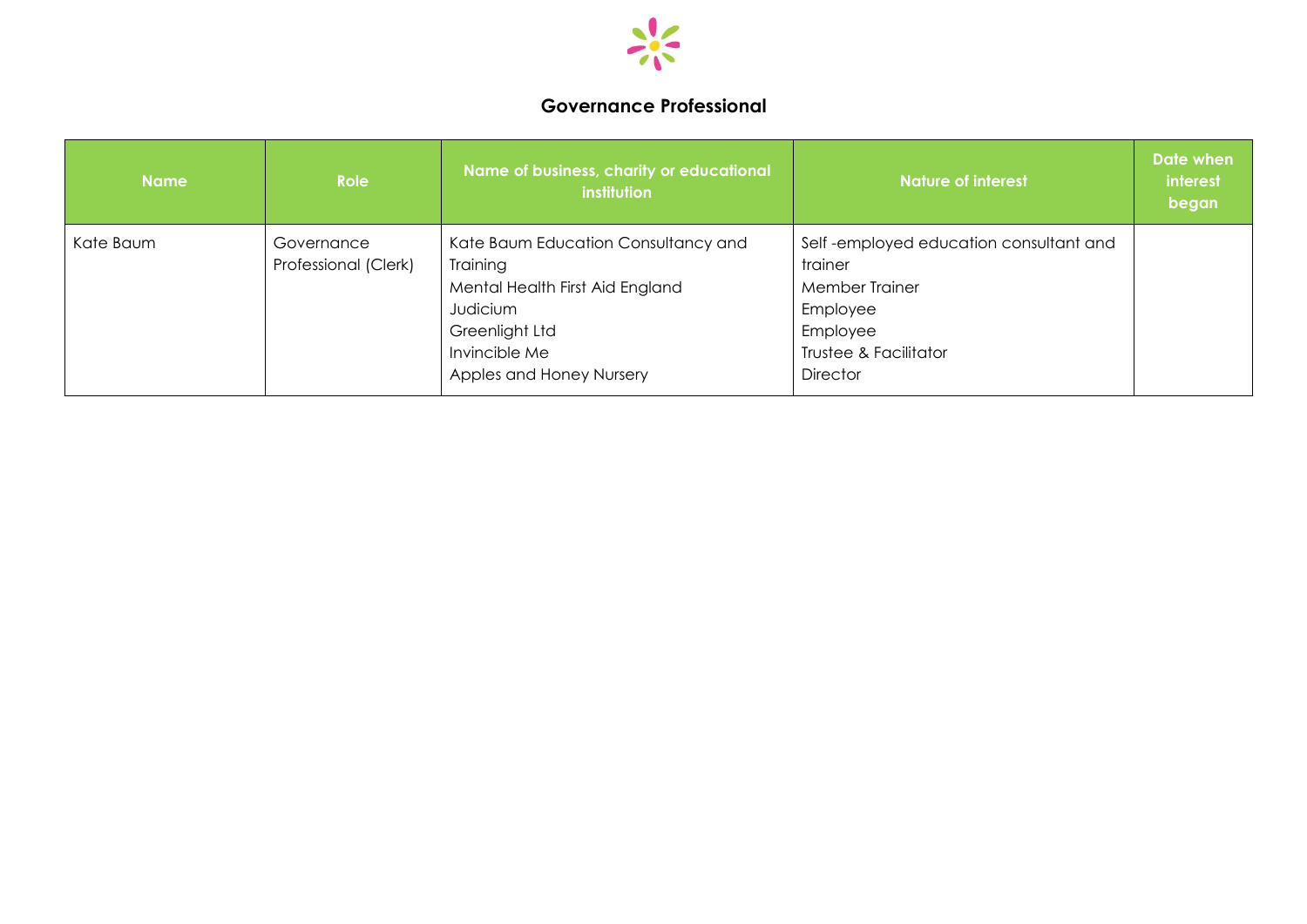## Governance Professional

| Name | Role | Name of business, charity or educational institution | Nature of interest | Date when interest began |
|---|---|---|---|---|
| Kate Baum | Governance Professional (Clerk) | Kate Baum Education Consultancy and Training<br>Mental Health First Aid England<br>Judicium<br>Greenlight Ltd<br>Invincible Me<br>Apples and Honey Nursery | Self -employed education consultant and trainer<br>Member Trainer<br>Employee<br>Employee<br>Trustee & Facilitator<br>Director | |